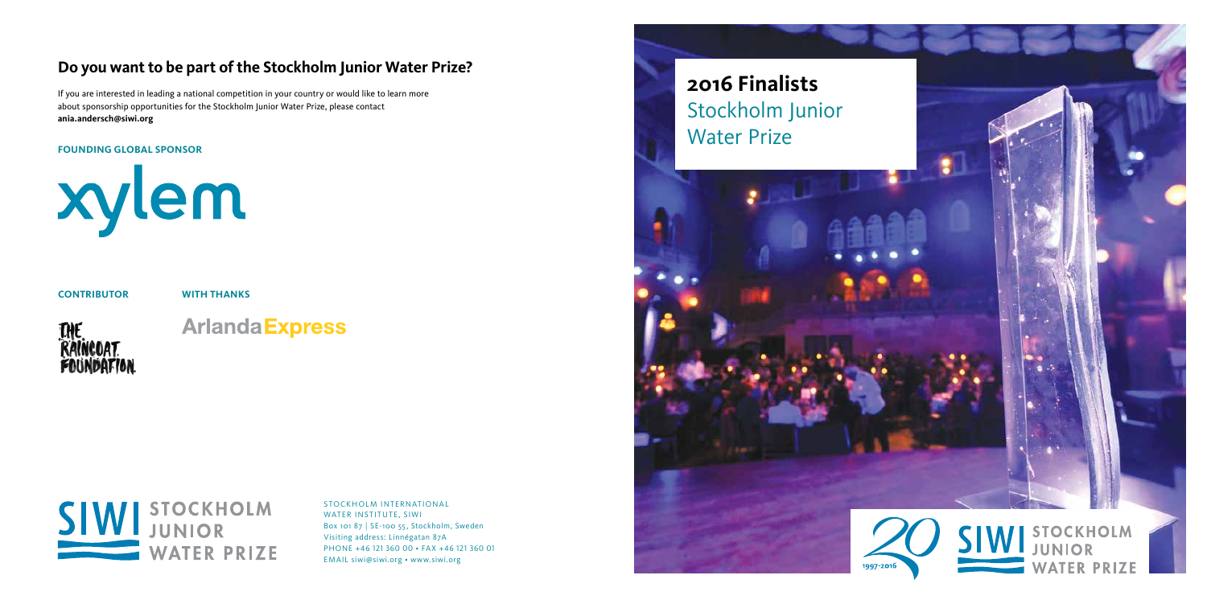## Do you want to be part of the Stockholm Junior Water Prize?

If you are interested in leading a national competition in your country or would like to learn more about sponsorship opportunities for the Stockholm Junior Water Prize, please contact **ania.andersch@siwi.org**

**FOUNDING GLOBAL SPONSOR**

xylem

**CONTRIBUTOR**

THE RAINCOAT FOUNDATION

**WITH THANKS**

Arlanda Express

SIWI STOCKHOLM JUNIOR WATER PRIZE

STOCKHOLM INTERNATIONAL WATER INSTITUTE, SIWI
Box 101 87 | SE-100 55, Stockholm, Sweden
Visiting address: Linnégatan 87A
PHONE +46 121 360 00 • FAX +46 121 360 01
EMAIL siwi@siwi.org • www.siwi.org

# 2016 Finalists
## Stockholm Junior Water Prize

20 1997-2016

SIWI STOCKHOLM JUNIOR WATER PRIZE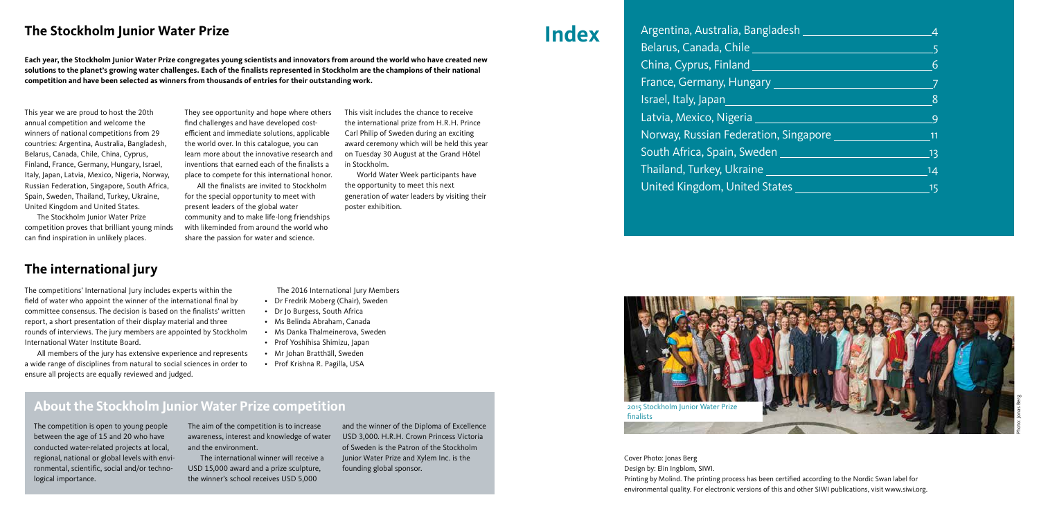## The Stockholm Junior Water Prize

**Each year, the Stockholm Junior Water Prize congregates young scientists and innovators from around the world who have created new solutions to the planet's growing water challenges. Each of the finalists represented in Stockholm are the champions of their national competition and have been selected as winners from thousands of entries for their outstanding work.**

This year we are proud to host the 20th annual competition and welcome the winners of national competitions from 29 countries: Argentina, Australia, Bangladesh, Belarus, Canada, Chile, China, Cyprus, Finland, France, Germany, Hungary, Israel, Italy, Japan, Latvia, Mexico, Nigeria, Norway, Russian Federation, Singapore, South Africa, Spain, Sweden, Thailand, Turkey, Ukraine, United Kingdom and United States.

The Stockholm Junior Water Prize competition proves that brilliant young minds can find inspiration in unlikely places.

They see opportunity and hope where others find challenges and have developed cost-efficient and immediate solutions, applicable the world over. In this catalogue, you can learn more about the innovative research and inventions that earned each of the finalists a place to compete for this international honor.

All the finalists are invited to Stockholm for the special opportunity to meet with present leaders of the global water community and to make life-long friendships with likeminded from around the world who share the passion for water and science.

This visit includes the chance to receive the international prize from H.R.H. Prince Carl Philip of Sweden during an exciting award ceremony which will be held this year on Tuesday 30 August at the Grand Hôtel in Stockholm.

World Water Week participants have the opportunity to meet this next generation of water leaders by visiting their poster exhibition.

## The international jury

The competitions' International Jury includes experts within the field of water who appoint the winner of the international final by committee consensus. The decision is based on the finalists' written report, a short presentation of their display material and three rounds of interviews. The jury members are appointed by Stockholm International Water Institute Board.

All members of the jury has extensive experience and represents a wide range of disciplines from natural to social sciences in order to ensure all projects are equally reviewed and judged.

The 2016 International Jury Members

- Dr Fredrik Moberg (Chair), Sweden
- Dr Jo Burgess, South Africa
- Ms Belinda Abraham, Canada
- Ms Danka Thalmeinerova, Sweden
- Prof Yoshihisa Shimizu, Japan
- Mr Johan Bratthäll, Sweden
- Prof Krishna R. Pagilla, USA

## About the Stockholm Junior Water Prize competition

The competition is open to young people between the age of 15 and 20 who have conducted water-related projects at local, regional, national or global levels with environmental, scientific, social and/or technological importance.

The aim of the competition is to increase awareness, interest and knowledge of water and the environment.

The international winner will receive a USD 15,000 award and a prize sculpture, the winner's school receives USD 5,000 and the winner of the Diploma of Excellence USD 3,000. H.R.H. Crown Princess Victoria of Sweden is the Patron of the Stockholm Junior Water Prize and Xylem Inc. is the founding global sponsor.

# Index

| | |
|---|---|
| Argentina, Australia, Bangladesh | 4 |
| Belarus, Canada, Chile | 5 |
| China, Cyprus, Finland | 6 |
| France, Germany, Hungary | 7 |
| Israel, Italy, Japan | 8 |
| Latvia, Mexico, Nigeria | 9 |
| Norway, Russian Federation, Singapore | 11 |
| South Africa, Spain, Sweden | 13 |
| Thailand, Turkey, Ukraine | 14 |
| United Kingdom, United States | 15 |

2015 Stockholm Junior Water Prize finalists

Photo: Jonas Berg

Cover Photo: Jonas Berg
Design by: Elin Ingblom, SIWI.
Printing by Molind. The printing process has been certified according to the Nordic Swan label for environmental quality. For electronic versions of this and other SIWI publications, visit www.siwi.org.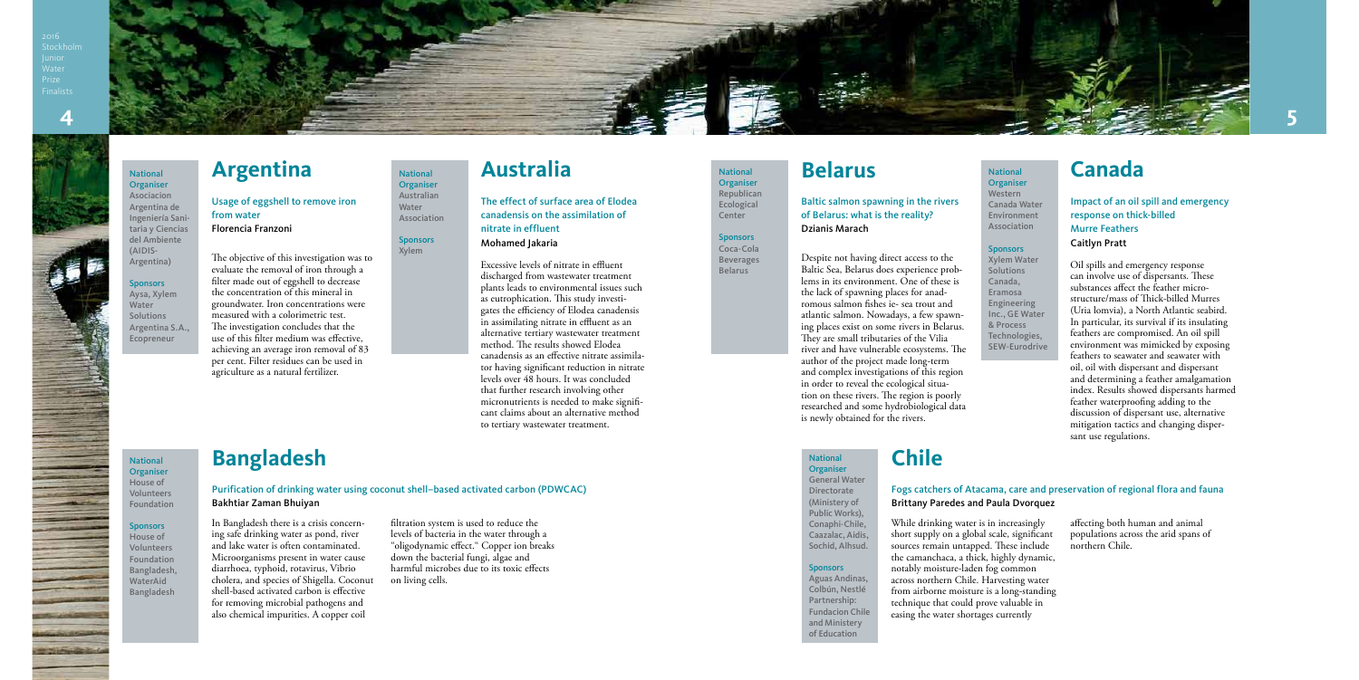## Argentina

**National Organiser**
Asociacion Argentina de Ingeniería Sanitaria y Ciencias del Ambiente (AIDIS-Argentina)

**Sponsors**
Aysa, Xylem Water Solutions Argentina S.A., Ecopreneur

### Usage of eggshell to remove iron from water

**Florencia Franzoni**

The objective of this investigation was to evaluate the removal of iron through a filter made out of eggshell to decrease the concentration of this mineral in groundwater. Iron concentrations were measured with a colorimetric test. The investigation concludes that the use of this filter medium was effective, achieving an average iron removal of 83 per cent. Filter residues can be used in agriculture as a natural fertilizer.

## Australia

**National Organiser**
Australian Water Association

**Sponsors**
Xylem

### The effect of surface area of Elodea canadensis on the assimilation of nitrate in effluent

**Mohamed Jakaria**

Excessive levels of nitrate in effluent discharged from wastewater treatment plants leads to environmental issues such as eutrophication. This study investigates the efficiency of Elodea canadensis in assimilating nitrate in effluent as an alternative tertiary wastewater treatment method. The results showed Elodea canadensis as an effective nitrate assimilator having significant reduction in nitrate levels over 48 hours. It was concluded that further research involving other micronutrients is needed to make significant claims about an alternative method to tertiary wastewater treatment.

## Bangladesh

**National Organiser**
House of Volunteers Foundation

**Sponsors**
House of Volunteers Foundation Bangladesh, WaterAid Bangladesh

### Purification of drinking water using coconut shell–based activated carbon (PDWCAC)

**Bakhtiar Zaman Bhuiyan**

In Bangladesh there is a crisis concerning safe drinking water as pond, river and lake water is often contaminated. Microorganisms present in water cause diarrhoea, typhoid, rotavirus, Vibrio cholera, and species of Shigella. Coconut shell-based activated carbon is effective for removing microbial pathogens and also chemical impurities. A copper coil filtration system is used to reduce the levels of bacteria in the water through a "oligodynamic effect." Copper ion breaks down the bacterial fungi, algae and harmful microbes due to its toxic effects on living cells.

## Belarus

**National Organiser**
Republican Ecological Center

**Sponsors**
Coca-Cola Beverages Belarus

### Baltic salmon spawning in the rivers of Belarus: what is the reality?

**Dzianis Marach**

Despite not having direct access to the Baltic Sea, Belarus does experience problems in its environment. One of these is the lack of spawning places for anadromous salmon fishes ie- sea trout and atlantic salmon. Nowadays, a few spawning places exist on some rivers in Belarus. They are small tributaries of the Vilia river and have vulnerable ecosystems. The author of the project made long-term and complex investigations of this region in order to reveal the ecological situation on these rivers. The region is poorly researched and some hydrobiological data is newly obtained for the rivers.

## Canada

**National Organiser**
Western Canada Water Environment Association

**Sponsors**
Xylem Water Solutions Canada, Eramosa Engineering Inc., GE Water & Process Technologies, SEW-Eurodrive

### Impact of an oil spill and emergency response on thick-billed Murre Feathers

**Caitlyn Pratt**

Oil spills and emergency response can involve use of dispersants. These substances affect the feather microstructure/mass of Thick-billed Murres (Uria lomvia), a North Atlantic seabird. In particular, its survival if its insulating feathers are compromised. An oil spill environment was mimicked by exposing feathers to seawater and seawater with oil, oil with dispersant and dispersant and determining a feather amalgamation index. Results showed dispersants harmed feather waterproofing adding to the discussion of dispersant use, alternative mitigation tactics and changing dispersant use regulations.

## Chile

**National Organiser**
General Water Directorate (Ministery of Public Works), Conaphi-Chile, Caazalac, Aidis, Sochid, Alhsud.

**Sponsors**
Aguas Andinas, Colbún, Nestlé Partnership: Fundacion Chile and Ministery of Education

### Fogs catchers of Atacama, care and preservation of regional flora and fauna

**Brittany Paredes and Paula Dvorquez**

While drinking water is in increasingly short supply on a global scale, significant sources remain untapped. These include the camanchaca, a thick, highly dynamic, notably moisture-laden fog common across northern Chile. Harvesting water from airborne moisture is a long-standing technique that could prove valuable in easing the water shortages currently affecting both human and animal populations across the arid spans of northern Chile.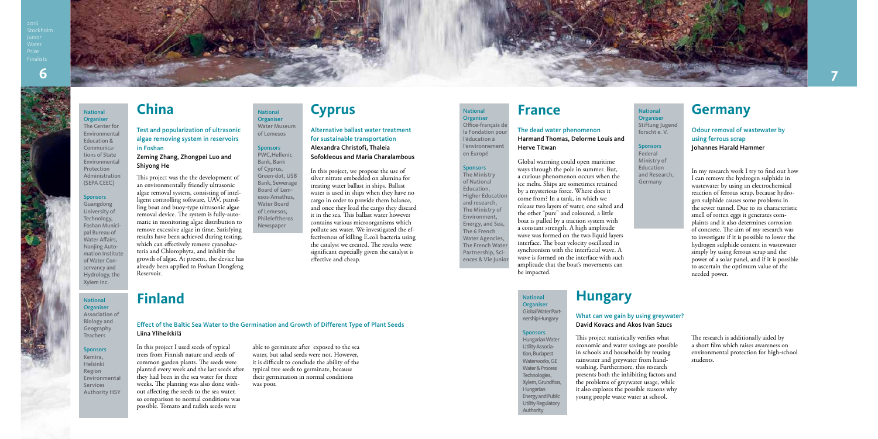## China

**National Organiser**
The Center for Environmental Education & Communications of State Environmental Protection Administration (SEPA CEEC)

**Sponsors**
Guangdong University of Technology, Foshan Municipal Bureau of Water Affairs, Nanjing Automation Institute of Water Conservancy and Hydrology, the Xylem Inc.

### Test and popularization of ultrasonic algae removing system in reservoirs in Foshan

**Zeming Zhang, Zhongpei Luo and Shiyong He**

This project was the the development of an environmentally friendly ultrasonic algae removal system, consisting of intelligent controlling software, UAV, patrolling boat and buoy-type ultrasonic algae removal device. The system is fully-automatic in monitoring algae distribution to remove excessive algae in time. Satisfying results have been achieved during testing, which can effectively remove cyanobacteria and Chlorophyta, and inhibit the growth of algae. At present, the device has already been applied to Foshan Dongfeng Reservoir.

## Cyprus

**National Organiser**
Water Museum of Lemesos

**Sponsors**
PWC, Hellenic Bank, Bank of Cyprus, Green-dot, USB Bank, Sewerage Board of Lemesos-Amathus, Water Board of Lemesos, Phileleftheros Newspaper

### Alternative ballast water treatment for sustainable transportation

**Alexandra Christofi, Thaleia Sofokleous and Maria Charalambous**

In this project, we propose the use of silver nitrate embedded on alumina for treating water ballast in ships. Ballast water is used in ships when they have no cargo in order to provide them balance, and once they load the cargo they discard it in the sea. This ballast water however contains various microorganisms which pollute sea water. We investigated the effectiveness of killing E.coli bacteria using the catalyst we created. The results were significant especially given the catalyst is effective and cheap.

## Finland

**National Organiser**
Association of Biology and Geography Teachers

**Sponsors**
Kemira, Helsinki Region Environmental Services Authority HSY

### Effect of the Baltic Sea Water to the Germination and Growth of Different Type of Plant Seeds

**Liina Yliheikkilä**

In this project I used seeds of typical trees from Finnish nature and seeds of common garden plants. The seeds were planted every week and the last seeds after they had been in the sea water for three weeks. The planting was also done without affecting the seeds to the sea water, so comparison to normal conditions was possible. Tomato and radish seeds were able to germinate after exposed to the sea water, but salad seeds were not. However, it is difficult to conclude the ability of the typical tree seeds to germinate, because their germination in normal conditions was poor.

## France

**National Organiser**
Office-français de la Fondation pour l'éducation à l'environnement en Europé

**Sponsors**
The Ministry of National Education, Higher Education and research, The Ministry of Environment, Energy, and Sea, The 6 French Water Agencies, The French Water Partnership, Sciences & Vie Junior

### The dead water phenomenon

**Harmand Thomas, Delorme Louis and Herve Titwan**

Global warming could open maritime ways through the pole in summer. But, a curious phenomenon occurs when the ice melts. Ships are sometimes retained by a mysterious force. Where does it come from? In a tank, in which we release two layers of water, one salted and the other "pure" and coloured, a little boat is pulled by a traction system with a constant strength. A high amplitude wave was formed on the two liquid layers interface. The boat velocity oscillated in synchronism with the interfacial wave. A wave is formed on the interface with such amplitude that the boat's movements can be impacted.

## Germany

**National Organiser**
Stiftung Jugend forscht e. V.

**Sponsors**
Federal Ministry of Education and Research, Germany

### Odour removal of wastewater by using ferrous scrap

**Johannes Harald Hammer**

In my research work I try to find out how I can remove the hydrogen sulphide in wastewater by using an electrochemical reaction of ferrous scrap, because hydrogen sulphide causes some problems in the sewer tunnel. Due to its characteristic smell of rotten eggs it generates complaints and it also determines corrosion of concrete. The aim of my research was to investigate if it is possible to lower the hydrogen sulphide content in wastewater simply by using ferrous scrap and the power of a solar panel, and if it is possible to ascertain the optimum value of the needed power.

## Hungary

**National Organiser**
Global Water Partnership Hungary

**Sponsors**
Hungarian Water Utility Association, Budapest Waterworks, GE Water & Process Technologies, Xylem, Grundfoss, Hungarian Energy and Public Utility Regulatory Authority

### What can we gain by using greywater?

**David Kovacs and Akos Ivan Szucs**

This project statistically verifies what economic and water savings are possible in schools and households by reusing rainwater and greywater from handwashing. Furthermore, this research presents both the inhibiting factors and the problems of greywater usage, while it also explores the possible reasons why young people waste water at school.

The research is additionally aided by a short film which raises awareness on environmental protection for high-school students.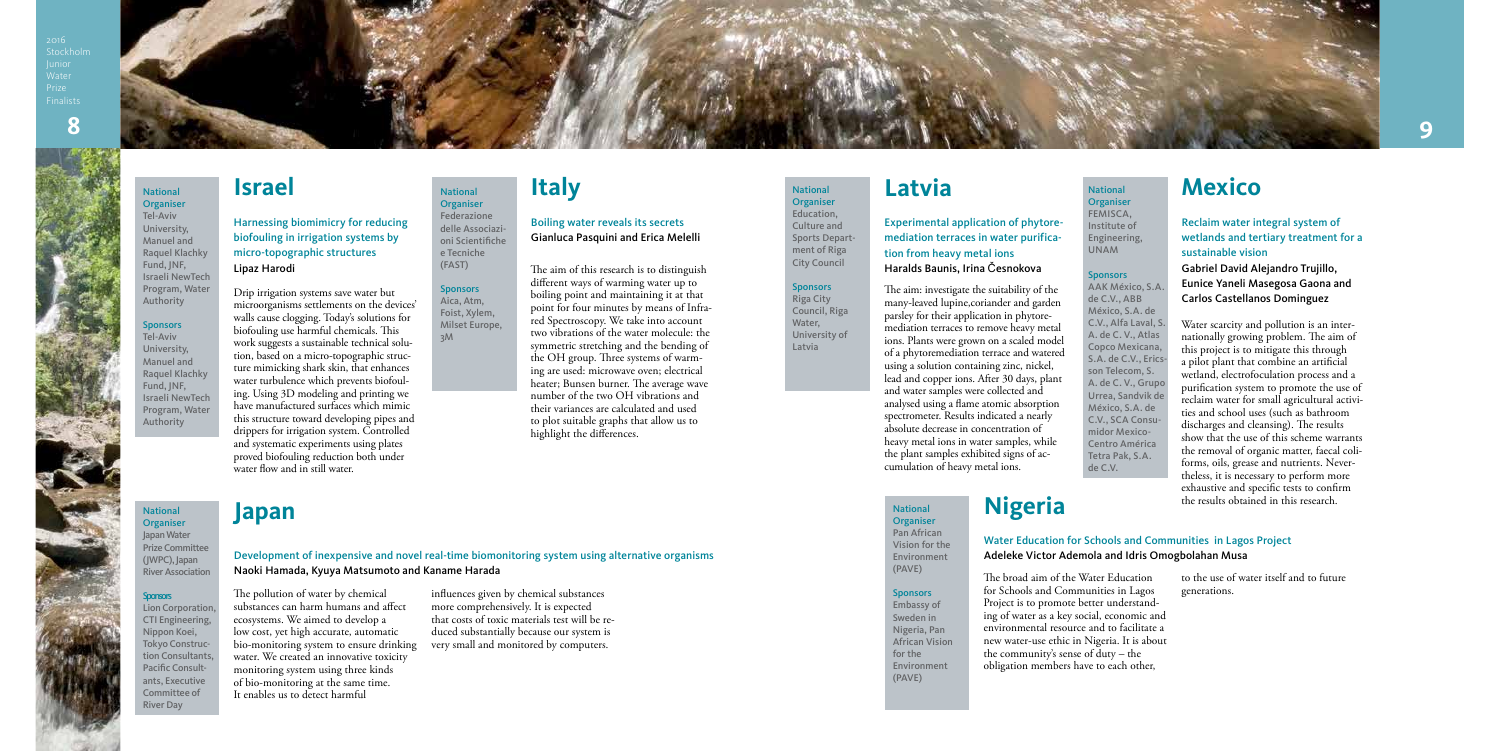## Israel

**National Organiser**
Tel-Aviv University, Manuel and Raquel Klachky Fund, JNF, Israeli NewTech Program, Water Authority

**Sponsors**
Tel-Aviv University, Manuel and Raquel Klachky Fund, JNF, Israeli NewTech Program, Water Authority

### Harnessing biomimicry for reducing biofouling in irrigation systems by micro-topographic structures

**Lipaz Harodi**

Drip irrigation systems save water but microorganisms settlements on the devices' walls cause clogging. Today's solutions for biofouling use harmful chemicals. This work suggests a sustainable technical solution, based on a micro-topographic structure mimicking shark skin, that enhances water turbulence which prevents biofouling. Using 3D modeling and printing we have manufactured surfaces which mimic this structure toward developing pipes and drippers for irrigation system. Controlled and systematic experiments using plates proved biofouling reduction both under water flow and in still water.

## Italy

**National Organiser**
Federazione delle Associazioni Scientifiche e Tecniche (FAST)

**Sponsors**
Aica, Atm, Foist, Xylem, Milset Europe, 3M

### Boiling water reveals its secrets

**Gianluca Pasquini and Erica Melelli**

The aim of this research is to distinguish different ways of warming water up to boiling point and maintaining it at that point for four minutes by means of Infrared Spectroscopy. We take into account two vibrations of the water molecule: the symmetric stretching and the bending of the OH group. Three systems of warming are used: microwave oven; electrical heater; Bunsen burner. The average wave number of the two OH vibrations and their variances are calculated and used to plot suitable graphs that allow us to highlight the differences.

## Japan

**National Organiser**
Japan Water Prize Committee (JWPC), Japan River Association

**Sponsors**
Lion Corporation, CTI Engineering, Nippon Koei, Tokyo Construction Consultants, Pacific Consultants, Executive Committee of River Day

### Development of inexpensive and novel real-time biomonitoring system using alternative organisms

**Naoki Hamada, Kyuya Matsumoto and Kaname Harada**

The pollution of water by chemical substances can harm humans and affect ecosystems. We aimed to develop a low cost, yet high accurate, automatic bio-monitoring system to ensure drinking water. We created an innovative toxicity monitoring system using three kinds of bio-monitoring at the same time. It enables us to detect harmful influences given by chemical substances more comprehensively. It is expected that costs of toxic materials test will be reduced substantially because our system is very small and monitored by computers.

## Latvia

**National Organiser**
Education, Culture and Sports Department of Riga City Council

**Sponsors**
Riga City Council, Riga Water, University of Latvia

### Experimental application of phytoremediation terraces in water purification from heavy metal ions

**Haralds Baunis, Irina Česnokova**

The aim: investigate the suitability of the many-leaved lupine,coriander and garden parsley for their application in phytoremediation terraces to remove heavy metal ions. Plants were grown on a scaled model of a phytoremediation terrace and watered using a solution containing zinc, nickel, lead and copper ions. After 30 days, plant and water samples were collected and analysed using a flame atomic absorption spectrometer. Results indicated a nearly absolute decrease in concentration of heavy metal ions in water samples, while the plant samples exhibited signs of accumulation of heavy metal ions.

## Mexico

**National Organiser**
FEMISCA, Institute of Engineering, UNAM

**Sponsors**
AAK México, S.A. de C.V., ABB México, S.A. de C.V., Alfa Laval, S. A. de C. V., Atlas Copco Mexicana, S.A. de C.V., Ericsson Telecom, S. A. de C. V., Grupo Urrea, Sandvik de México, S.A. de C.V., SCA Consumidor Mexico-Centro América Tetra Pak, S.A. de C.V.

### Reclaim water integral system of wetlands and tertiary treatment for a sustainable vision

**Gabriel David Alejandro Trujillo, Eunice Yaneli Masegosa Gaona and Carlos Castellanos Dominguez**

Water scarcity and pollution is an internationally growing problem. The aim of this project is to mitigate this through a pilot plant that combine an artificial wetland, electrofoculation process and a purification system to promote the use of reclaim water for small agricultural activities and school uses (such as bathroom discharges and cleansing). The results show that the use of this scheme warrants the removal of organic matter, faecal coliforms, oils, grease and nutrients. Nevertheless, it is necessary to perform more exhaustive and specific tests to confirm the results obtained in this research.

## Nigeria

**National Organiser**
Pan African Vision for the Environment (PAVE)

**Sponsors**
Embassy of Sweden in Nigeria, Pan African Vision for the Environment (PAVE)

### Water Education for Schools and Communities in Lagos Project

**Adeleke Victor Ademola and Idris Omogbolahan Musa**

The broad aim of the Water Education for Schools and Communities in Lagos Project is to promote better understanding of water as a key social, economic and environmental resource and to facilitate a new water-use ethic in Nigeria. It is about the community's sense of duty – the obligation members have to each other, to the use of water itself and to future generations.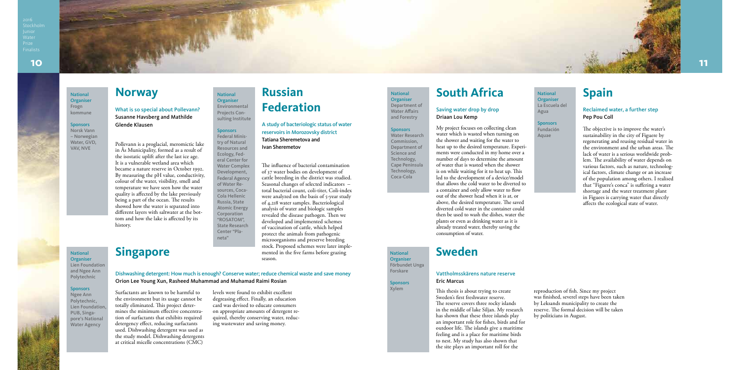## Norway

**National Organiser**
Frogn kommune

**Sponsors**
Norsk Vann – Norwegian Water, GVD, VAV, NVE

### What is so special about Pollevann?

**Susanne Havsberg and Mathilde Glende Klausen**

Pollevann is a proglacial, meromictic lake in Ås Municipality, formed as a result of the isostatic uplift after the last ice age. It is a vulnerable wetland area which became a nature reserve in October 1992. By measuring the pH value, conductivity, colour of the water, visibility, smell and temperature we have seen how the water quality is affected by the lake previously being a part of the ocean. The results showed how the water is separated into different layers with saltwater at the bottom and how the lake is affected by its history.

## Russian Federation

**National Organiser**
Environmental Projects Consulting Institute

**Sponsors**
Federal Ministry of Natural Resources and Ecology, Federal Center for Water Complex Development, Federal Agency of Water Resources, Coca-Cola Hellenic Russia, State Atomic Energy Corporation "ROSATOM", State Research Center "Planeta"

### A study of bacteriologic status of water reservoirs in Morozovsky district

**Tatiana Sheremetova and Ivan Sheremetov**

The influence of bacterial contamination of 37 water bodies on development of cattle breeding in the district was studied. Seasonal changes of selected indicators – total bacterial count, coli-titer, Coli-index were analyzed on the basis of 5-year study of 4,218 water samples. Bacteriological analysis of water and biologic samples revealed the disease pathogen. Then we developed and implemented schemes of vaccination of cattle, which helped protect the animals from pathogenic microorganisms and preserve breeding stock. Proposed schemes were later implemented in the five farms before grazing season.

## Singapore

**National Organiser**
Lien Foundation and Ngee Ann Polytechnic

**Sponsors**
Ngee Ann Polytechnic, Lien Foundation, PUB, Singapore's National Water Agency

### Dishwashing detergent: How much is enough? Conserve water; reduce chemical waste and save money

**Orion Lee Young Xun, Rasheed Muhammad and Muhamad Raimi Rosian**

Surfactants are known to be harmful to the environment but its usage cannot be totally eliminated. This project determines the minimum effective concentration of surfactants that exhibits required detergency effect, reducing surfactants used. Dishwashing detergent was used as the study model. Dishwashing detergents at critical micelle concentrations (CMC) levels were found to exhibit excellent degreasing effect. Finally, an education card was devised to educate consumers on appropriate amounts of detergent required, thereby conserving water, reducing wastewater and saving money.

## South Africa

**National Organiser**
Department of Water Affairs and Forestry

**Sponsors**
Water Research Commission, Department of Science and Technology, Cape Peninsula Technology, Coca-Cola

### Saving water drop by drop

**Driaan Lou Kemp**

My project focuses on collecting clean water which is wasted when turning on the shower and waiting for the water to heat up to the desired temperature. Experiments were conducted in my home over a number of days to determine the amount of water that is wasted when the shower is on while waiting for it to heat up. This led to the development of a device/model that allows the cold water to be diverted to a container and only allow water to flow out of the shower head when it is at, or above, the desired temperature. The saved diverted cold water in the container could then be used to wash the dishes, water the plants or even as drinking water as it is already treated water, thereby saving the consumption of water.

## Spain

**National Organiser**
La Escuela del Agua

**Sponsors**
Fundación Aquae

### Reclaimed water, a further step

**Pep Pou Coll**

The objective is to improve the water's sustainability in the city of Figuere by regenerating and reusing residual water in the environment and the urban areas. The lack of water is a serious worldwide problem. The availability of water depends on various factors, such as nature, technological factors, climate change or an increase of the population among others. I realised that "Figuere's conca" is suffering a water shortage and the water treatment plant in Figuees is carrying water that directly affects the ecological state of water.

## Sweden

**National Organiser**
Förbundet Unga Forskare

**Sponsors**
Xylem

### Vattholmsskärens nature reserve

**Eric Marcus**

This thesis is about trying to create Sweden's first freshwater reserve. The reserve covers three rocky islands in the middle of lake Siljan. My research has shown that these three islands play an important role for fishes, birds and for outdoor life. The islands give a maritime feeling and is a place for maritime birds to nest. My study has also shown that the site plays an important roll for the reproduction of fish. Since my project was finished, severel steps have been taken by Leksands municipality to create the reserve. The formal decision will be taken by politicians in August.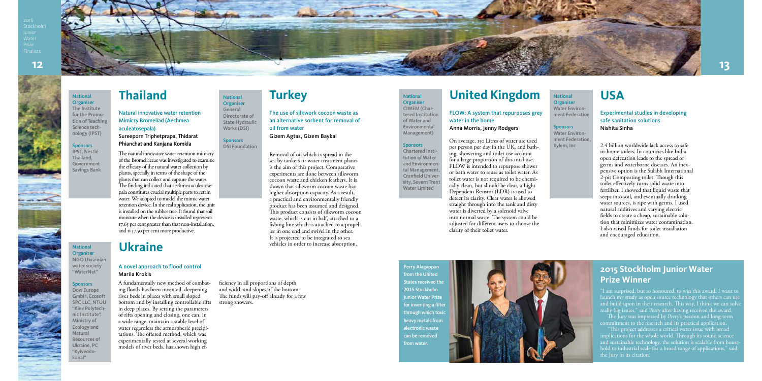## Thailand

**National Organiser**
The Institute for the Promotion of Teaching Science technology (IPST)

**Sponsors**
IPST, Nestlé Thailand, Government Savings Bank

### Natural innovative water retention Mimicry Bromeliad (Aechmea aculeatosepala)

**Sureeporn Triphetprapa, Thidarat Phianchat and Kanjana Komkla**

The natural innovative water retention mimicry of the Bromeliaceae was investigated to examine the efficacy of the natural water collection by plants, specially in terms of the shape of the plants that can collect and capture the water. The finding indicated that aechmea aculeatosepala constitutes crucial multiple parts to retain water. We adopted to model the mimic water retention device. In the real application, the unit is installed on the rubber tree. It found that soil moisture when the device is installed represents 17.65 per cent greater than that non-installation, and is 57.50 per cent more productive.

## Ukraine

**National Organiser**
NGO Ukrainian water society "WaterNet"

**Sponsors**
Dow Europe GmbH, Ecosoft SPC LLC, NTUU "Kiev Polytechnic Institute", Ministry of Ecology and Natural Resources of Ukraine, PC "Kyivvodokanal"

### A novel approach to flood control

**Mariia Krokis**

A fundamentally new method of combating floods has been invented, deepening river beds in places with small sloped bottom and by installing controllable rifts in deep places. By setting the parameters of rifts opening and closing, one can, in a wide range, maintain a stable level of water regardless the atmospheric precipitations. The offered method, which was experimentally tested at several working models of river beds, has shown high efficiency in all proportions of depth and width and slopes of the bottom. The funds will pay-off already for a few strong showers.

## Turkey

**National Organiser**
General Directorate of State Hydraulic Works (DSI)

**Sponsors**
DSI Foundation

### The use of silkwork cocoon waste as an alternative sorbent for removal of oil from water

**Gizem Agtas, Gizem Baykal**

Removal of oil which is spread in the sea by tankers or water treatment plants is the aim of this project. Comparative experiments are done between silkworm cocoon waste and chicken feathers. It is shown that silkworm cocoon waste has higher absorption capacity. As a result, a practical and environmentally friendly product has been assumed and designed. This product consists of silkworm cocoon waste, which is cut in half, attached to a fishing line which is attached to a propeller in one end and swivel in the other. It is projected to be integrated to sea vehicles in order to increase absorption.

## United Kingdom

**National Organiser**
CIWEM (Chartered Institution of Water and Environmental Management)

**Sponsors**
Chartered Institution of Water and Environmental Management, Cranfield University, Severn Trent Water Limited

### FLOW: A system that repurposes grey water in the home

**Anna Morris, Jenny Rodgers**

On average, 150 Litres of water are used per person per day in the UK, and bathing, showering and toilet use account for a large proportion of this total use. FLOW is intended to repurpose shower or bath water to reuse as toilet water. As toilet water is not required to be chemically clean, but should be clear, a Light Dependent Resistor (LDR) is used to detect its clarity. Clear water is allowed straight through into the tank and dirty water is diverted by a solenoid valve into normal waste. The system could be adjusted for different users to choose the clarity of their toilet water.

## USA

**National Organiser**
Water Environment Federation

**Sponsors**
Water Environment Federation, Xylem, Inc

### Experimental studies in developing safe sanitation solutions

**Nishita Sinha**

2.4 billion worldwide lack access to safe in-home toilets. In countries like India open defecation leads to the spread of germs and waterborne diseases. An inexpensive option is the Sulabh International 2-pit Composting toilet. Though this toilet effectively turns solid waste into fertilizer, I showed that liquid waste that seeps into soil, and eventually drinking water sources, is ripe with germs. I used natural additives and varying electric fields to create a cheap, sustainable solution that minimizes water contamination. I also raised funds for toilet installation and encouraged education.

## 2015 Stockholm Junior Water Prize Winner

Perry Alagappan from the United States received the 2015 Stockholm Junior Water Prize for inventing a filter through which toxic heavy metals from electronic waste can be removed from water.

"I am surprised, but so honoured, to win this award. I want to launch my study as open source technology that others can use and build upon in their research. This way, I think we can solve really big issues," said Perry after having received the award.

The Jury was impressed by Perry's passion and long-term commitment to the research and its practical application.

"This project addresses a critical water issue with broad implications for the whole world. Through its sound science and sustainable technology, the solution is scalable from household to industrial scale for a broad range of applications," said the Jury in its citation.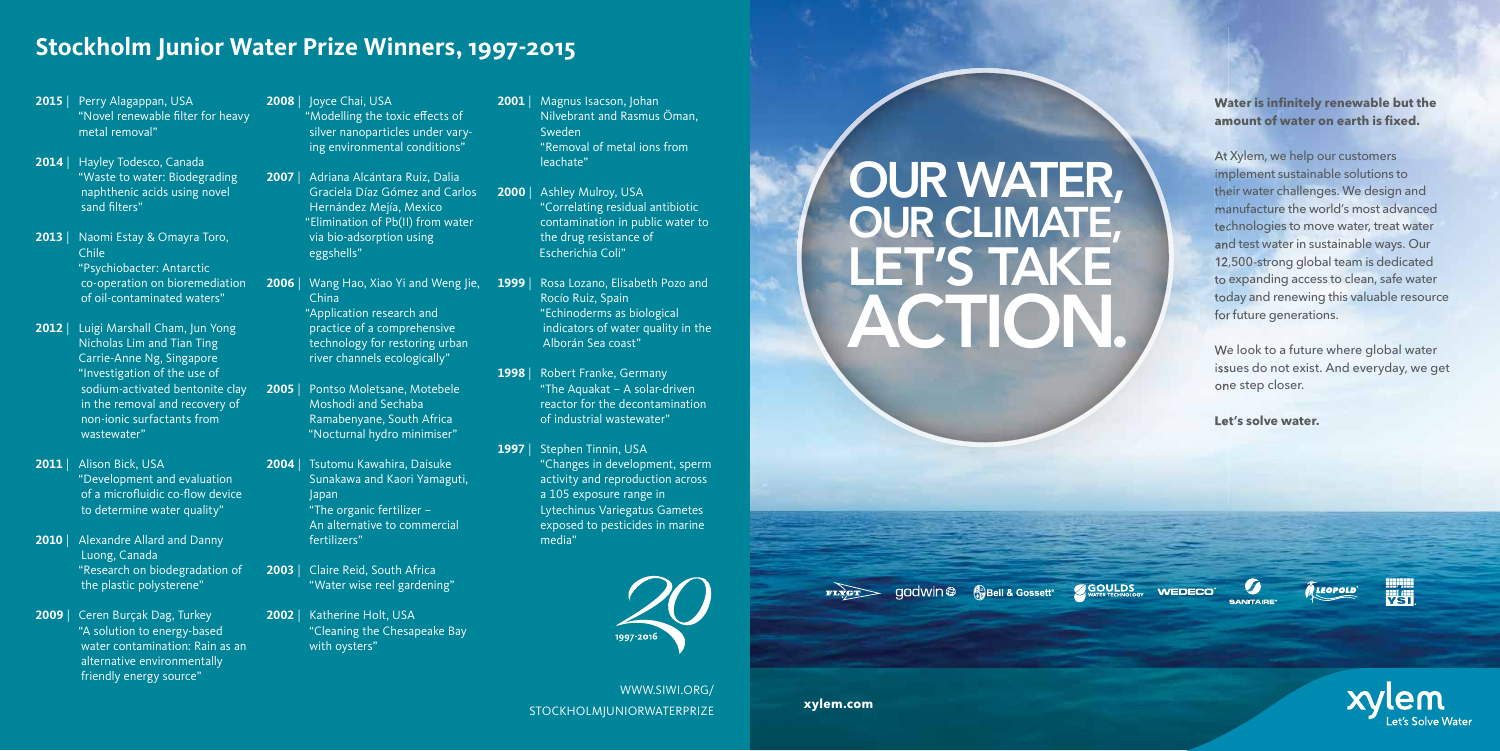## Stockholm Junior Water Prize Winners, 1997-2015

**2015** | Perry Alagappan, USA
"Novel renewable filter for heavy metal removal"

**2014** | Hayley Todesco, Canada
"Waste to water: Biodegrading naphthenic acids using novel sand filters"

**2013** | Naomi Estay & Omayra Toro, Chile
"Psychiobacter: Antarctic co-operation on bioremediation of oil-contaminated waters"

**2012** | Luigi Marshall Cham, Jun Yong Nicholas Lim and Tian Ting Carrie-Anne Ng, Singapore
"Investigation of the use of sodium-activated bentonite clay in the removal and recovery of non-ionic surfactants from wastewater"

**2011** | Alison Bick, USA
"Development and evaluation of a microfluidic co-flow device to determine water quality"

**2010** | Alexandre Allard and Danny Luong, Canada
"Research on biodegradation of the plastic polysterene"

**2009** | Ceren Burçak Dag, Turkey
"A solution to energy-based water contamination: Rain as an alternative environmentally friendly energy source"

**2008** | Joyce Chai, USA
"Modelling the toxic effects of silver nanoparticles under varying environmental conditions"

**2007** | Adriana Alcántara Ruiz, Dalia Graciela Díaz Gómez and Carlos Hernández Mejía, Mexico
"Elimination of Pb(II) from water via bio-adsorption using eggshells"

**2006** | Wang Hao, Xiao Yi and Weng Jie, China
"Application research and practice of a comprehensive technology for restoring urban river channels ecologically"

**2005** | Pontso Moletsane, Motebele Moshodi and Sechaba Ramabenyane, South Africa
"Nocturnal hydro minimiser"

**2004** | Tsutomu Kawahira, Daisuke Sunakawa and Kaori Yamaguti, Japan
"The organic fertilizer – An alternative to commercial fertilizers"

**2003** | Claire Reid, South Africa
"Water wise reel gardening"

**2002** | Katherine Holt, USA
"Cleaning the Chesapeake Bay with oysters"

**2001** | Magnus Isacson, Johan Nilvebrant and Rasmus Öman, Sweden
"Removal of metal ions from leachate"

**2000** | Ashley Mulroy, USA
"Correlating residual antibiotic contamination in public water to the drug resistance of Escherichia Coli"

**1999** | Rosa Lozano, Elisabeth Pozo and Rocío Ruiz, Spain
"Echinoderms as biological indicators of water quality in the Alborán Sea coast"

**1998** | Robert Franke, Germany
"The Aquakat – A solar-driven reactor for the decontamination of industrial wastewater"

**1997** | Stephen Tinnin, USA
"Changes in development, sperm activity and reproduction across a 105 exposure range in Lytechinus Variegatus Gametes exposed to pesticides in marine media"

20
1997-2016

WWW.SIWI.ORG/
STOCKHOLMJUNIORWATERPRIZE

# OUR WATER, OUR CLIMATE, LET'S TAKE ACTION.

**Water is infinitely renewable but the amount of water on earth is fixed.**

At Xylem, we help our customers implement sustainable solutions to their water challenges. We design and manufacture the world's most advanced technologies to move water, treat water and test water in sustainable ways. Our 12,500-strong global team is dedicated to expanding access to clean, safe water today and renewing this valuable resource for future generations.

We look to a future where global water issues do not exist. And everyday, we get one step closer.

**Let's solve water.**

FLYGT godwin Bell & Gossett GOULDS WATER TECHNOLOGY WEDECO SANITAIRE LEOPOLD YSI

**xylem.com**

xylem
Let's Solve Water